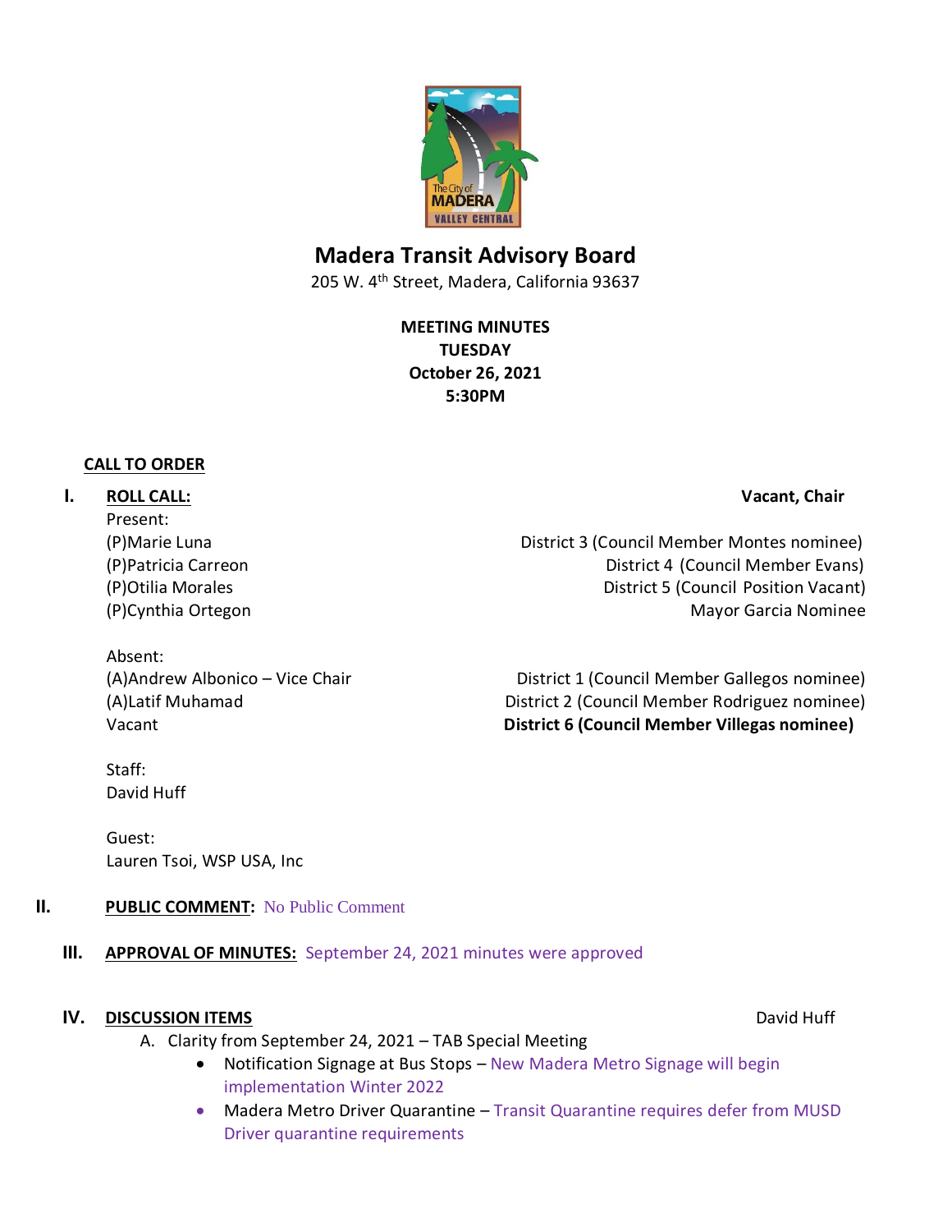# Madera Transit Advisory Board

205 W. 4th Street, Madera, California 93637

**MEETING MINUTES**
**TUESDAY**
**October 26, 2021**
**5:30PM**

**CALL TO ORDER**

**I. ROLL CALL:** **Vacant, Chair**

Present:

(P)Marie Luna — District 3 (Council Member Montes nominee)
(P)Patricia Carreon — District 4 (Council Member Evans)
(P)Otilia Morales — District 5 (Council Position Vacant)
(P)Cynthia Ortegon — Mayor Garcia Nominee

Absent:

(A)Andrew Albonico – Vice Chair — District 1 (Council Member Gallegos nominee)
(A)Latif Muhamad — District 2 (Council Member Rodriguez nominee)
Vacant — **District 6 (Council Member Villegas nominee)**

Staff:
David Huff

Guest:
Lauren Tsoi, WSP USA, Inc

**II. PUBLIC COMMENT:** No Public Comment

**III. APPROVAL OF MINUTES:** September 24, 2021 minutes were approved

**IV. DISCUSSION ITEMS** David Huff

A. Clarity from September 24, 2021 – TAB Special Meeting

- Notification Signage at Bus Stops – New Madera Metro Signage will begin implementation Winter 2022
- Madera Metro Driver Quarantine – Transit Quarantine requires defer from MUSD Driver quarantine requirements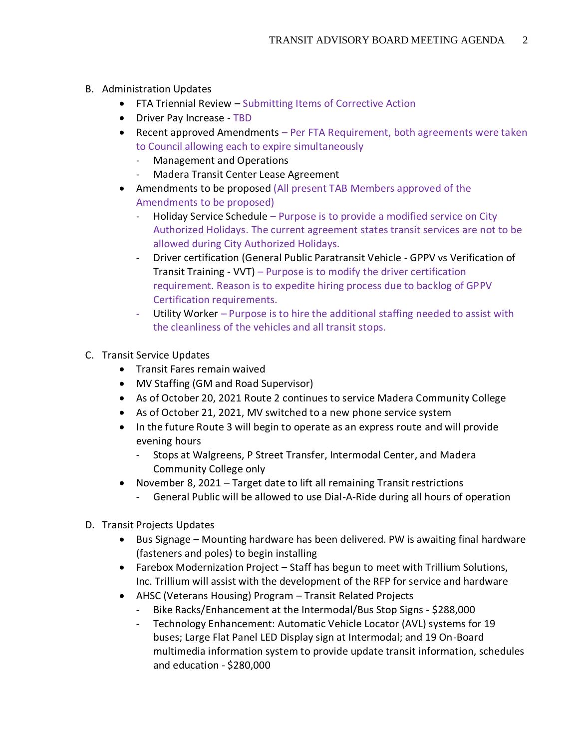B. Administration Updates

- FTA Triennial Review – Submitting Items of Corrective Action
- Driver Pay Increase - TBD
- Recent approved Amendments – Per FTA Requirement, both agreements were taken to Council allowing each to expire simultaneously
  - Management and Operations
  - Madera Transit Center Lease Agreement
- Amendments to be proposed (All present TAB Members approved of the Amendments to be proposed)
  - Holiday Service Schedule – Purpose is to provide a modified service on City Authorized Holidays. The current agreement states transit services are not to be allowed during City Authorized Holidays.
  - Driver certification (General Public Paratransit Vehicle - GPPV vs Verification of Transit Training - VVT) – Purpose is to modify the driver certification requirement. Reason is to expedite hiring process due to backlog of GPPV Certification requirements.
  - Utility Worker – Purpose is to hire the additional staffing needed to assist with the cleanliness of the vehicles and all transit stops.

C. Transit Service Updates

- Transit Fares remain waived
- MV Staffing (GM and Road Supervisor)
- As of October 20, 2021 Route 2 continues to service Madera Community College
- As of October 21, 2021, MV switched to a new phone service system
- In the future Route 3 will begin to operate as an express route and will provide evening hours
  - Stops at Walgreens, P Street Transfer, Intermodal Center, and Madera Community College only
- November 8, 2021 – Target date to lift all remaining Transit restrictions
  - General Public will be allowed to use Dial-A-Ride during all hours of operation

D. Transit Projects Updates

- Bus Signage – Mounting hardware has been delivered. PW is awaiting final hardware (fasteners and poles) to begin installing
- Farebox Modernization Project – Staff has begun to meet with Trillium Solutions, Inc. Trillium will assist with the development of the RFP for service and hardware
- AHSC (Veterans Housing) Program – Transit Related Projects
  - Bike Racks/Enhancement at the Intermodal/Bus Stop Signs - $288,000
  - Technology Enhancement: Automatic Vehicle Locator (AVL) systems for 19 buses; Large Flat Panel LED Display sign at Intermodal; and 19 On-Board multimedia information system to provide update transit information, schedules and education - $280,000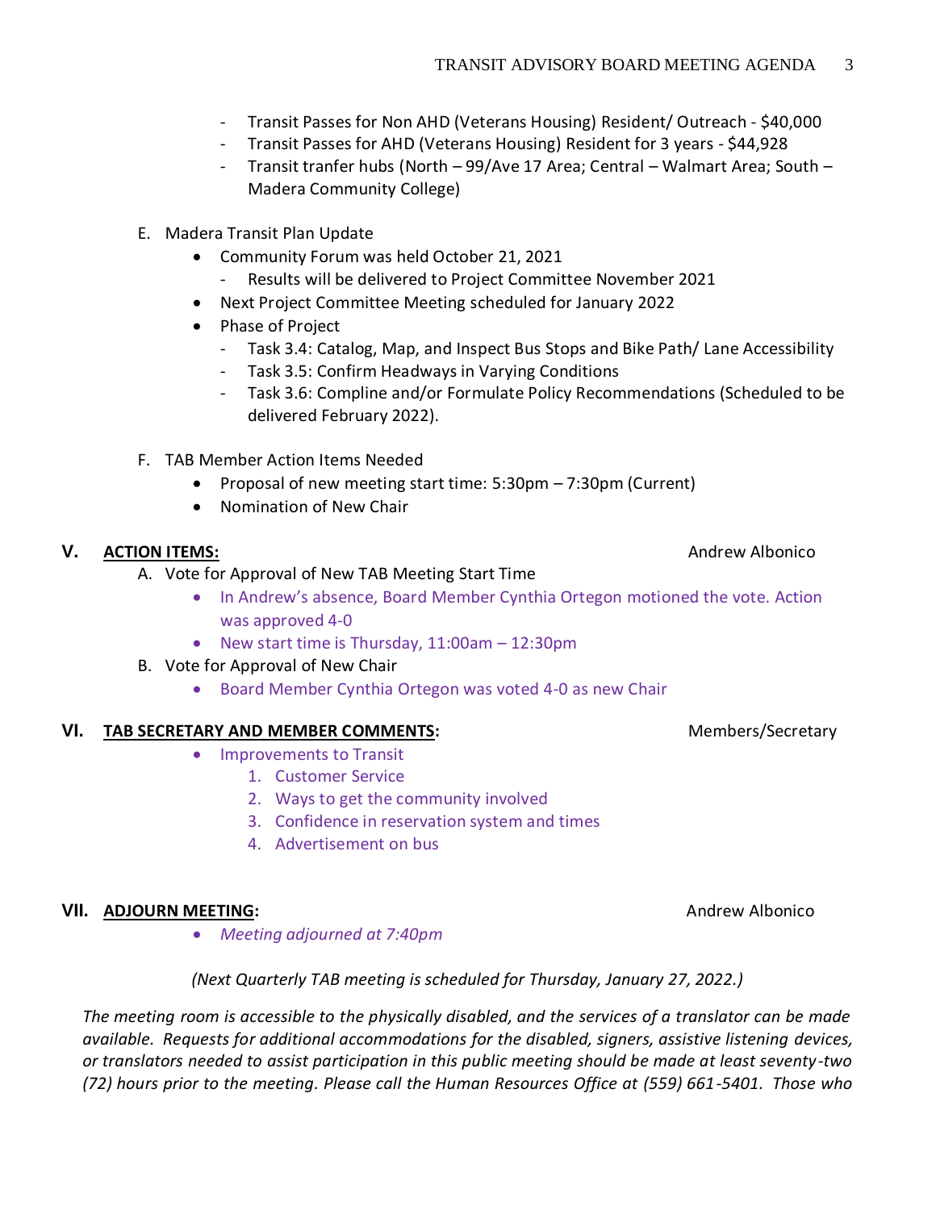- Transit Passes for Non AHD (Veterans Housing) Resident/ Outreach - $40,000
- Transit Passes for AHD (Veterans Housing) Resident for 3 years - $44,928
- Transit tranfer hubs (North – 99/Ave 17 Area; Central – Walmart Area; South – Madera Community College)

E. Madera Transit Plan Update
- Community Forum was held October 21, 2021
  - Results will be delivered to Project Committee November 2021
- Next Project Committee Meeting scheduled for January 2022
- Phase of Project
  - Task 3.4: Catalog, Map, and Inspect Bus Stops and Bike Path/ Lane Accessibility
  - Task 3.5: Confirm Headways in Varying Conditions
  - Task 3.6: Compline and/or Formulate Policy Recommendations (Scheduled to be delivered February 2022).

F. TAB Member Action Items Needed
- Proposal of new meeting start time: 5:30pm – 7:30pm (Current)
- Nomination of New Chair

## V. ACTION ITEMS: Andrew Albonico

A. Vote for Approval of New TAB Meeting Start Time
- In Andrew's absence, Board Member Cynthia Ortegon motioned the vote. Action was approved 4-0
- New start time is Thursday, 11:00am – 12:30pm

B. Vote for Approval of New Chair
- Board Member Cynthia Ortegon was voted 4-0 as new Chair

## VI. TAB SECRETARY AND MEMBER COMMENTS: Members/Secretary

- Improvements to Transit
  1. Customer Service
  2. Ways to get the community involved
  3. Confidence in reservation system and times
  4. Advertisement on bus

## VII. ADJOURN MEETING: Andrew Albonico

- *Meeting adjourned at 7:40pm*

*(Next Quarterly TAB meeting is scheduled for Thursday, January 27, 2022.)*

*The meeting room is accessible to the physically disabled, and the services of a translator can be made available. Requests for additional accommodations for the disabled, signers, assistive listening devices, or translators needed to assist participation in this public meeting should be made at least seventy-two (72) hours prior to the meeting. Please call the Human Resources Office at (559) 661-5401. Those who*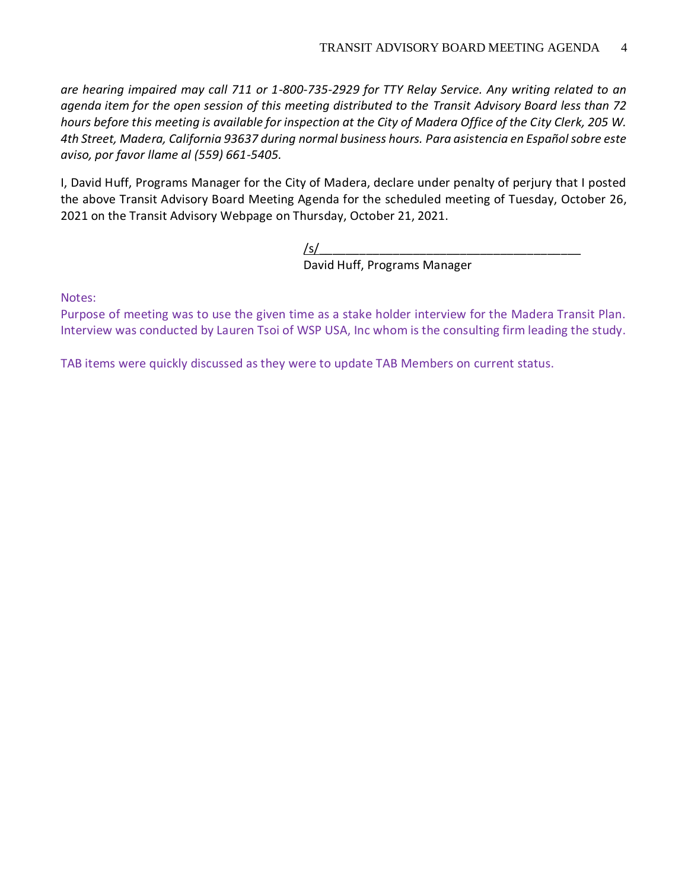*are hearing impaired may call 711 or 1-800-735-2929 for TTY Relay Service. Any writing related to an agenda item for the open session of this meeting distributed to the Transit Advisory Board less than 72 hours before this meeting is available for inspection at the City of Madera Office of the City Clerk, 205 W. 4th Street, Madera, California 93637 during normal business hours. Para asistencia en Español sobre este aviso, por favor llame al (559) 661-5405.*

I, David Huff, Programs Manager for the City of Madera, declare under penalty of perjury that I posted the above Transit Advisory Board Meeting Agenda for the scheduled meeting of Tuesday, October 26, 2021 on the Transit Advisory Webpage on Thursday, October 21, 2021.

/s/______________________________________
David Huff, Programs Manager

Notes:

Purpose of meeting was to use the given time as a stake holder interview for the Madera Transit Plan. Interview was conducted by Lauren Tsoi of WSP USA, Inc whom is the consulting firm leading the study.

TAB items were quickly discussed as they were to update TAB Members on current status.